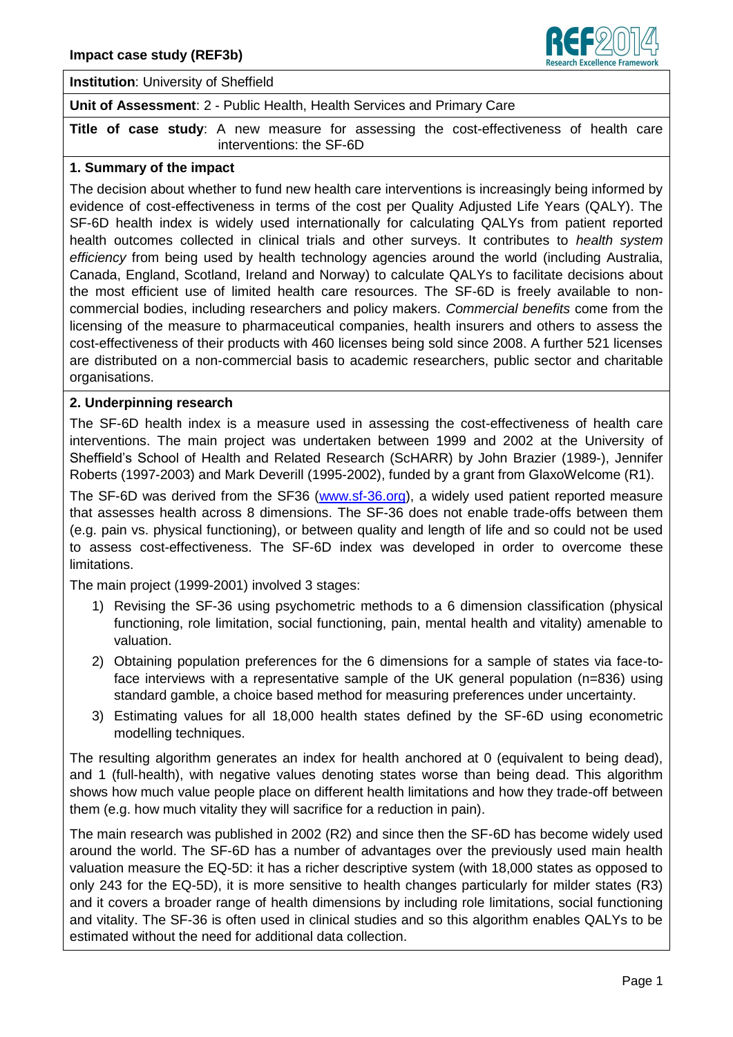**Impact case study (REF3b)**

**Institution**: University of Sheffield

**Unit of Assessment**: 2 - Public Health, Health Services and Primary Care

**Title of case study**: A new measure for assessing the cost-effectiveness of health care interventions: the SF-6D

## 1. Summary of the impact

The decision about whether to fund new health care interventions is increasingly being informed by evidence of cost-effectiveness in terms of the cost per Quality Adjusted Life Years (QALY). The SF-6D health index is widely used internationally for calculating QALYs from patient reported health outcomes collected in clinical trials and other surveys. It contributes to *health system efficiency* from being used by health technology agencies around the world (including Australia, Canada, England, Scotland, Ireland and Norway) to calculate QALYs to facilitate decisions about the most efficient use of limited health care resources. The SF-6D is freely available to non-commercial bodies, including researchers and policy makers. *Commercial benefits* come from the licensing of the measure to pharmaceutical companies, health insurers and others to assess the cost-effectiveness of their products with 460 licenses being sold since 2008. A further 521 licenses are distributed on a non-commercial basis to academic researchers, public sector and charitable organisations.

## 2. Underpinning research

The SF-6D health index is a measure used in assessing the cost-effectiveness of health care interventions. The main project was undertaken between 1999 and 2002 at the University of Sheffield's School of Health and Related Research (ScHARR) by John Brazier (1989-), Jennifer Roberts (1997-2003) and Mark Deverill (1995-2002), funded by a grant from GlaxoWelcome (R1).

The SF-6D was derived from the SF36 (www.sf-36.org), a widely used patient reported measure that assesses health across 8 dimensions. The SF-36 does not enable trade-offs between them (e.g. pain vs. physical functioning), or between quality and length of life and so could not be used to assess cost-effectiveness. The SF-6D index was developed in order to overcome these limitations.

The main project (1999-2001) involved 3 stages:

1) Revising the SF-36 using psychometric methods to a 6 dimension classification (physical functioning, role limitation, social functioning, pain, mental health and vitality) amenable to valuation.
2) Obtaining population preferences for the 6 dimensions for a sample of states via face-to-face interviews with a representative sample of the UK general population (n=836) using standard gamble, a choice based method for measuring preferences under uncertainty.
3) Estimating values for all 18,000 health states defined by the SF-6D using econometric modelling techniques.

The resulting algorithm generates an index for health anchored at 0 (equivalent to being dead), and 1 (full-health), with negative values denoting states worse than being dead. This algorithm shows how much value people place on different health limitations and how they trade-off between them (e.g. how much vitality they will sacrifice for a reduction in pain).

The main research was published in 2002 (R2) and since then the SF-6D has become widely used around the world. The SF-6D has a number of advantages over the previously used main health valuation measure the EQ-5D: it has a richer descriptive system (with 18,000 states as opposed to only 243 for the EQ-5D), it is more sensitive to health changes particularly for milder states (R3) and it covers a broader range of health dimensions by including role limitations, social functioning and vitality. The SF-36 is often used in clinical studies and so this algorithm enables QALYs to be estimated without the need for additional data collection.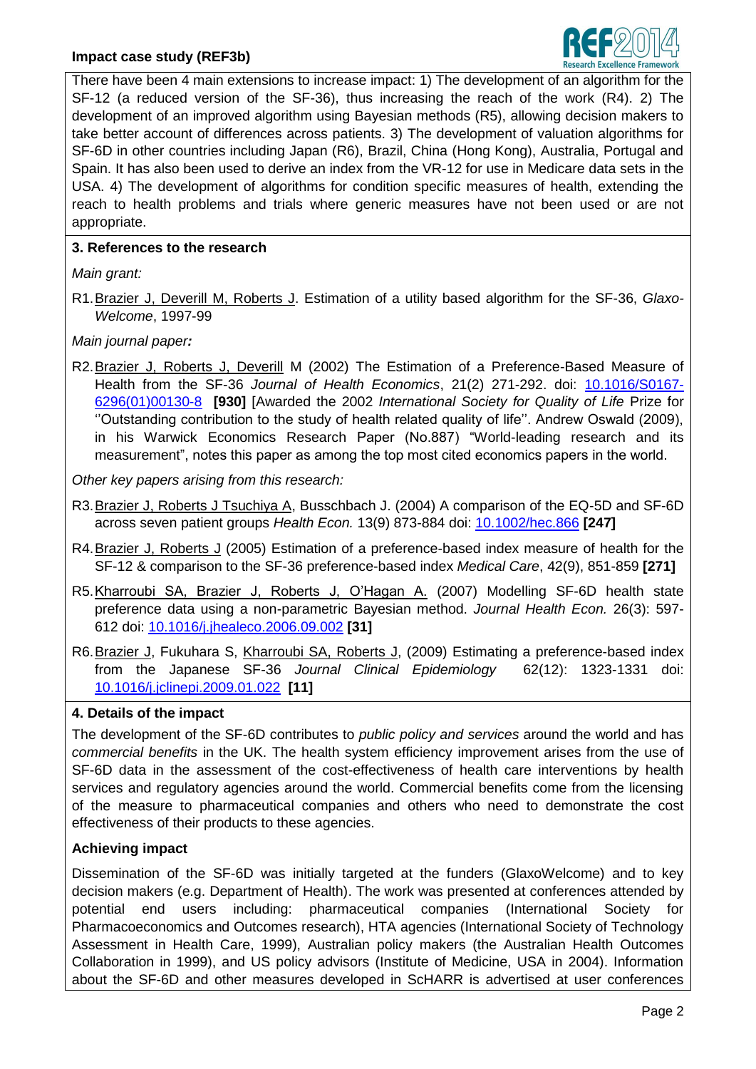There have been 4 main extensions to increase impact: 1) The development of an algorithm for the SF-12 (a reduced version of the SF-36), thus increasing the reach of the work (R4). 2) The development of an improved algorithm using Bayesian methods (R5), allowing decision makers to take better account of differences across patients. 3) The development of valuation algorithms for SF-6D in other countries including Japan (R6), Brazil, China (Hong Kong), Australia, Portugal and Spain. It has also been used to derive an index from the VR-12 for use in Medicare data sets in the USA. 4) The development of algorithms for condition specific measures of health, extending the reach to health problems and trials where generic measures have not been used or are not appropriate.

## 3. References to the research

*Main grant:*

R1. Brazier J, Deverill M, Roberts J. Estimation of a utility based algorithm for the SF-36, *Glaxo-Welcome*, 1997-99

*Main journal paper:*

R2. Brazier J, Roberts J, Deverill M (2002) The Estimation of a Preference-Based Measure of Health from the SF-36 *Journal of Health Economics*, 21(2) 271-292. doi: 10.1016/S0167-6296(01)00130-8 **[930]** [Awarded the 2002 *International Society for Quality of Life* Prize for ''Outstanding contribution to the study of health related quality of life''. Andrew Oswald (2009), in his Warwick Economics Research Paper (No.887) "World-leading research and its measurement", notes this paper as among the top most cited economics papers in the world.

*Other key papers arising from this research:*

R3. Brazier J, Roberts J Tsuchiya A, Busschbach J. (2004) A comparison of the EQ-5D and SF-6D across seven patient groups *Health Econ.* 13(9) 873-884 doi: 10.1002/hec.866 **[247]**

R4. Brazier J, Roberts J (2005) Estimation of a preference-based index measure of health for the SF-12 & comparison to the SF-36 preference-based index *Medical Care*, 42(9), 851-859 **[271]**

R5. Kharroubi SA, Brazier J, Roberts J, O'Hagan A. (2007) Modelling SF-6D health state preference data using a non-parametric Bayesian method. *Journal Health Econ.* 26(3): 597-612 doi: 10.1016/j.jhealeco.2006.09.002 **[31]**

R6. Brazier J, Fukuhara S, Kharroubi SA, Roberts J, (2009) Estimating a preference-based index from the Japanese SF-36 *Journal Clinical Epidemiology* 62(12): 1323-1331 doi: 10.1016/j.jclinepi.2009.01.022 **[11]**

## 4. Details of the impact

The development of the SF-6D contributes to *public policy and services* around the world and has *commercial benefits* in the UK. The health system efficiency improvement arises from the use of SF-6D data in the assessment of the cost-effectiveness of health care interventions by health services and regulatory agencies around the world. Commercial benefits come from the licensing of the measure to pharmaceutical companies and others who need to demonstrate the cost effectiveness of their products to these agencies.

### Achieving impact

Dissemination of the SF-6D was initially targeted at the funders (GlaxoWelcome) and to key decision makers (e.g. Department of Health). The work was presented at conferences attended by potential end users including: pharmaceutical companies (International Society for Pharmacoeconomics and Outcomes research), HTA agencies (International Society of Technology Assessment in Health Care, 1999), Australian policy makers (the Australian Health Outcomes Collaboration in 1999), and US policy advisors (Institute of Medicine, USA in 2004). Information about the SF-6D and other measures developed in ScHARR is advertised at user conferences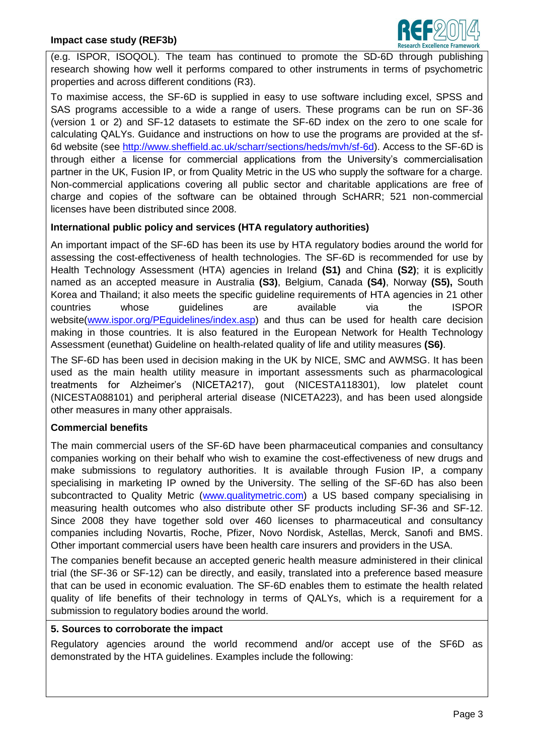(e.g. ISPOR, ISOQOL). The team has continued to promote the SD-6D through publishing research showing how well it performs compared to other instruments in terms of psychometric properties and across different conditions (R3).

To maximise access, the SF-6D is supplied in easy to use software including excel, SPSS and SAS programs accessible to a wide a range of users. These programs can be run on SF-36 (version 1 or 2) and SF-12 datasets to estimate the SF-6D index on the zero to one scale for calculating QALYs. Guidance and instructions on how to use the programs are provided at the sf-6d website (see http://www.sheffield.ac.uk/scharr/sections/heds/mvh/sf-6d). Access to the SF-6D is through either a license for commercial applications from the University's commercialisation partner in the UK, Fusion IP, or from Quality Metric in the US who supply the software for a charge. Non-commercial applications covering all public sector and charitable applications are free of charge and copies of the software can be obtained through ScHARR; 521 non-commercial licenses have been distributed since 2008.

**International public policy and services (HTA regulatory authorities)**

An important impact of the SF-6D has been its use by HTA regulatory bodies around the world for assessing the cost-effectiveness of health technologies. The SF-6D is recommended for use by Health Technology Assessment (HTA) agencies in Ireland **(S1)** and China **(S2)**; it is explicitly named as an accepted measure in Australia **(S3)**, Belgium, Canada **(S4)**, Norway **(S5),** South Korea and Thailand; it also meets the specific guideline requirements of HTA agencies in 21 other countries whose guidelines are available via the ISPOR website(www.ispor.org/PEguidelines/index.asp) and thus can be used for health care decision making in those countries. It is also featured in the European Network for Health Technology Assessment (eunethat) Guideline on health-related quality of life and utility measures **(S6)**.

The SF-6D has been used in decision making in the UK by NICE, SMC and AWMSG. It has been used as the main health utility measure in important assessments such as pharmacological treatments for Alzheimer's (NICETA217), gout (NICESTA118301), low platelet count (NICESTA088101) and peripheral arterial disease (NICETA223), and has been used alongside other measures in many other appraisals.

**Commercial benefits**

The main commercial users of the SF-6D have been pharmaceutical companies and consultancy companies working on their behalf who wish to examine the cost-effectiveness of new drugs and make submissions to regulatory authorities. It is available through Fusion IP, a company specialising in marketing IP owned by the University. The selling of the SF-6D has also been subcontracted to Quality Metric (www.qualitymetric.com) a US based company specialising in measuring health outcomes who also distribute other SF products including SF-36 and SF-12. Since 2008 they have together sold over 460 licenses to pharmaceutical and consultancy companies including Novartis, Roche, Pfizer, Novo Nordisk, Astellas, Merck, Sanofi and BMS. Other important commercial users have been health care insurers and providers in the USA.

The companies benefit because an accepted generic health measure administered in their clinical trial (the SF-36 or SF-12) can be directly, and easily, translated into a preference based measure that can be used in economic evaluation. The SF-6D enables them to estimate the health related quality of life benefits of their technology in terms of QALYs, which is a requirement for a submission to regulatory bodies around the world.

## 5. Sources to corroborate the impact

Regulatory agencies around the world recommend and/or accept use of the SF6D as demonstrated by the HTA guidelines. Examples include the following: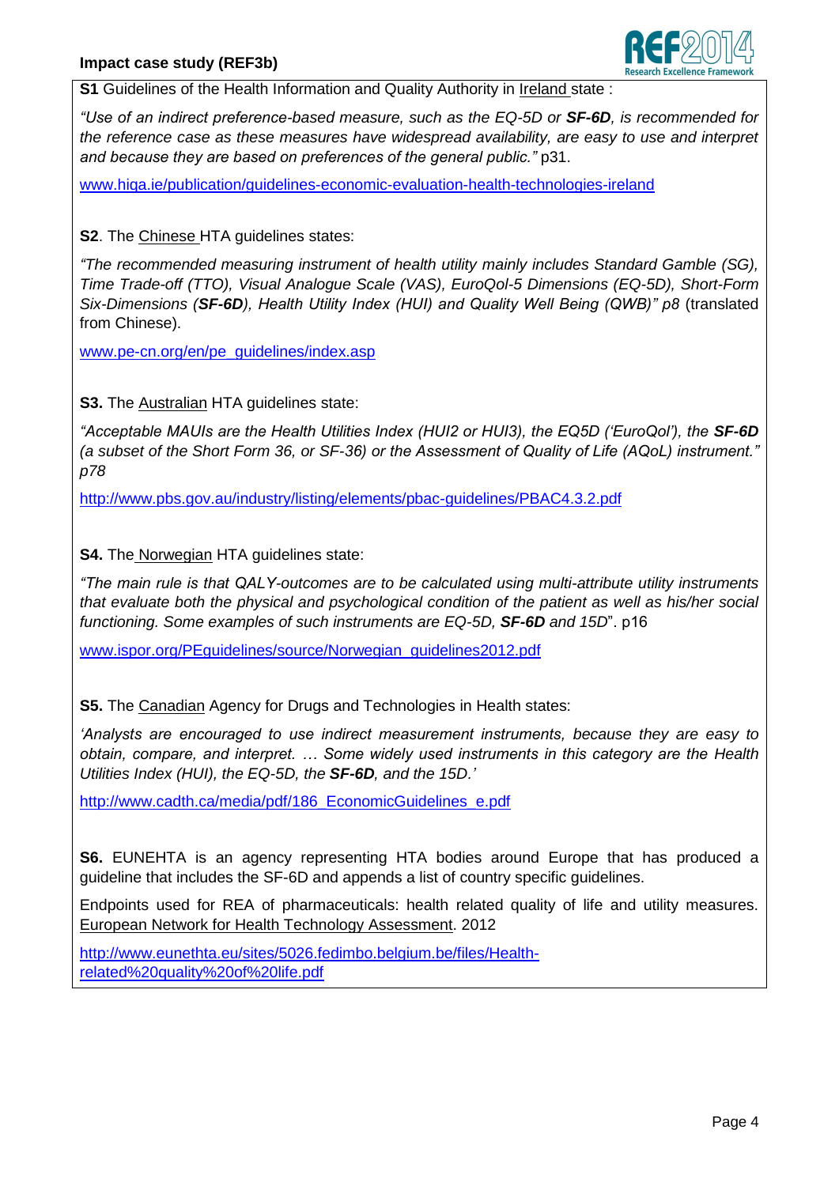**S1** Guidelines of the Health Information and Quality Authority in Ireland state :

*"Use of an indirect preference-based measure, such as the EQ-5D or **SF-6D**, is recommended for the reference case as these measures have widespread availability, are easy to use and interpret and because they are based on preferences of the general public."* p31.

www.hiqa.ie/publication/guidelines-economic-evaluation-health-technologies-ireland

**S2**. The Chinese HTA guidelines states:

*"The recommended measuring instrument of health utility mainly includes Standard Gamble (SG), Time Trade-off (TTO), Visual Analogue Scale (VAS), EuroQol-5 Dimensions (EQ-5D), Short-Form Six-Dimensions (**SF-6D**), Health Utility Index (HUI) and Quality Well Being (QWB)" p8* (translated from Chinese).

www.pe-cn.org/en/pe_guidelines/index.asp

**S3.** The Australian HTA guidelines state:

*"Acceptable MAUIs are the Health Utilities Index (HUI2 or HUI3), the EQ5D ('EuroQol'), the **SF-6D** (a subset of the Short Form 36, or SF-36) or the Assessment of Quality of Life (AQoL) instrument." p78*

http://www.pbs.gov.au/industry/listing/elements/pbac-guidelines/PBAC4.3.2.pdf

**S4.** The Norwegian HTA guidelines state:

*"The main rule is that QALY-outcomes are to be calculated using multi-attribute utility instruments that evaluate both the physical and psychological condition of the patient as well as his/her social functioning. Some examples of such instruments are EQ-5D, **SF-6D** and 15D*". p16

www.ispor.org/PEguidelines/source/Norwegian_guidelines2012.pdf

**S5.** The Canadian Agency for Drugs and Technologies in Health states:

*'Analysts are encouraged to use indirect measurement instruments, because they are easy to obtain, compare, and interpret. … Some widely used instruments in this category are the Health Utilities Index (HUI), the EQ-5D, the **SF-6D**, and the 15D.'*

http://www.cadth.ca/media/pdf/186_EconomicGuidelines_e.pdf

**S6.** EUNEHTA is an agency representing HTA bodies around Europe that has produced a guideline that includes the SF-6D and appends a list of country specific guidelines.

Endpoints used for REA of pharmaceuticals: health related quality of life and utility measures. European Network for Health Technology Assessment. 2012

http://www.eunethta.eu/sites/5026.fedimbo.belgium.be/files/Health-related%20quality%20of%20life.pdf